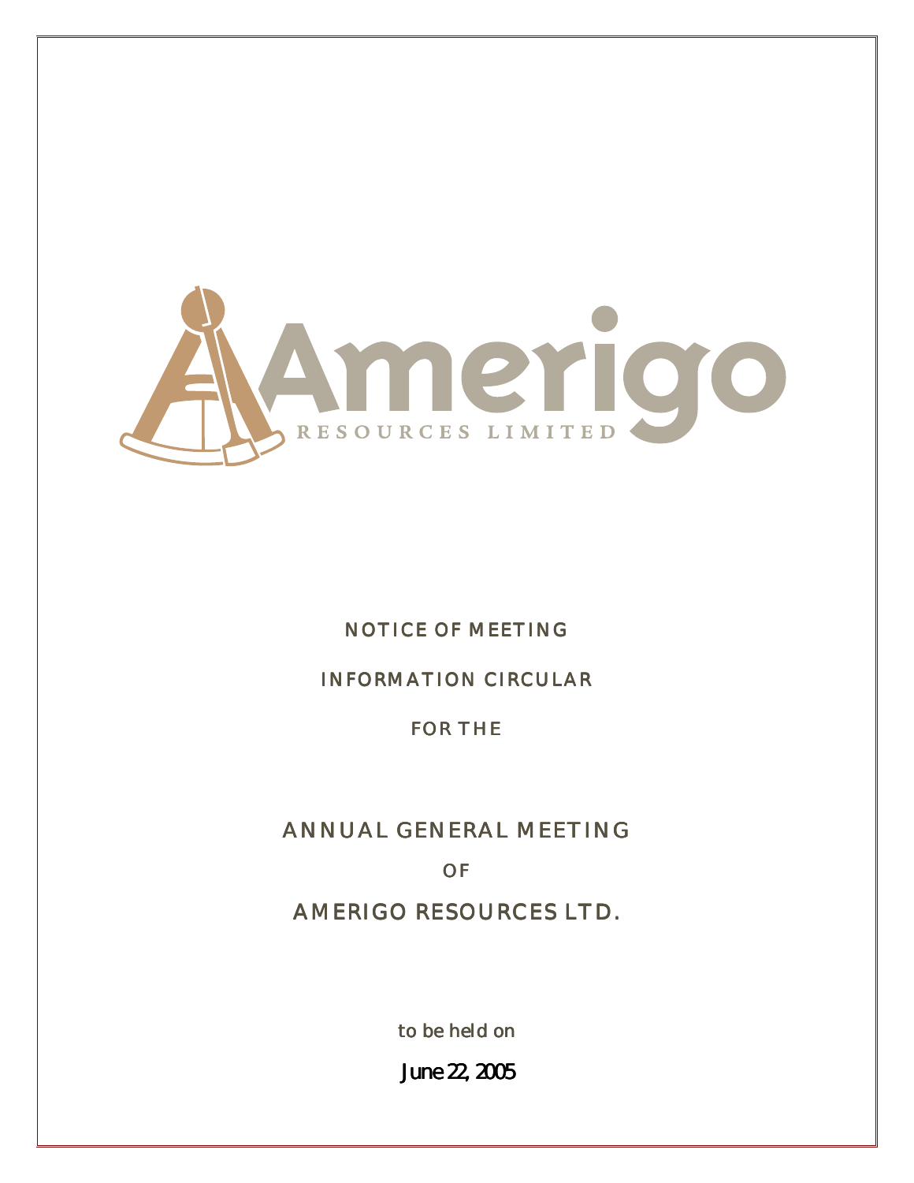Amerigo

RESOURCES LIMITED

NOTICE OF MEETING

INFORMATION CIRCULAR

FOR THE

# ANNUAL GENERAL MEETING

OF

# AMERIGO RESOURCES LTD.

to be held on

**June 22, 2005**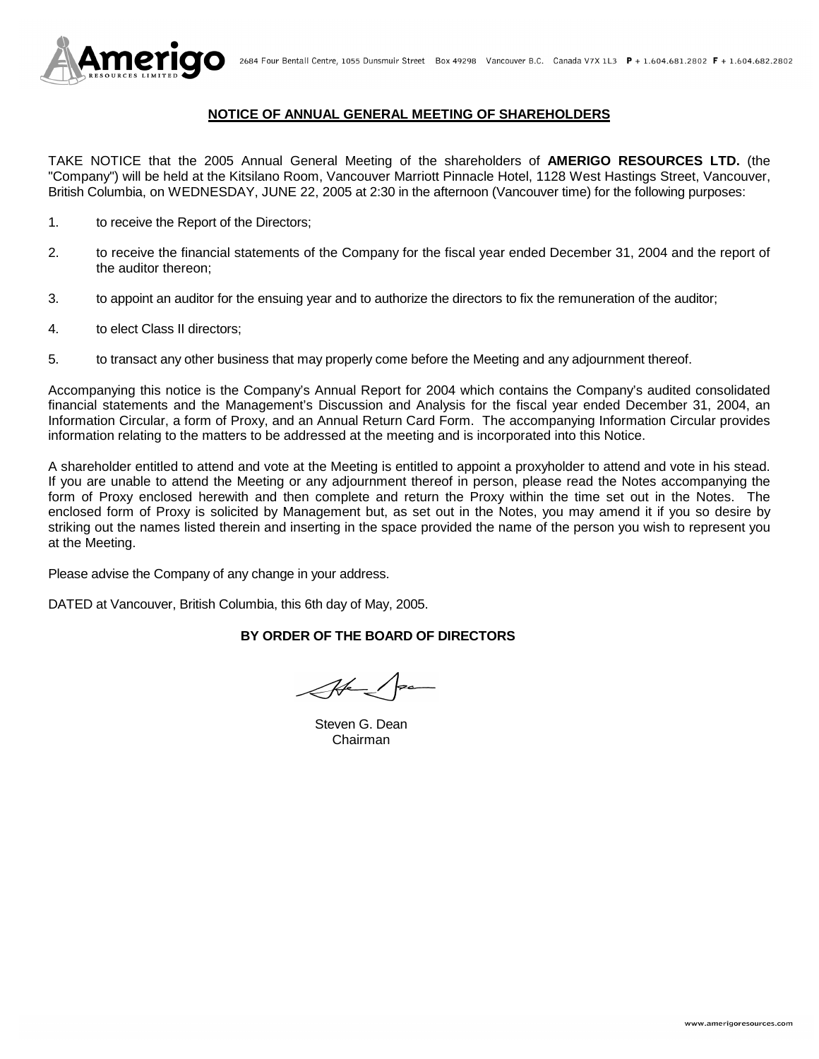Amerigo RESOURCES LIMITED 2684 Four Bentall Centre, 1055 Dunsmuir Street Box 49298 Vancouver B.C. Canada V7X 1L3 P + 1.604.681.2802 F + 1.604.682.2802

## NOTICE OF ANNUAL GENERAL MEETING OF SHAREHOLDERS

TAKE NOTICE that the 2005 Annual General Meeting of the shareholders of **AMERIGO RESOURCES LTD.** (the "Company") will be held at the Kitsilano Room, Vancouver Marriott Pinnacle Hotel, 1128 West Hastings Street, Vancouver, British Columbia, on WEDNESDAY, JUNE 22, 2005 at 2:30 in the afternoon (Vancouver time) for the following purposes:

1. to receive the Report of the Directors;
2. to receive the financial statements of the Company for the fiscal year ended December 31, 2004 and the report of the auditor thereon;
3. to appoint an auditor for the ensuing year and to authorize the directors to fix the remuneration of the auditor;
4. to elect Class II directors;
5. to transact any other business that may properly come before the Meeting and any adjournment thereof.

Accompanying this notice is the Company's Annual Report for 2004 which contains the Company's audited consolidated financial statements and the Management's Discussion and Analysis for the fiscal year ended December 31, 2004, an Information Circular, a form of Proxy, and an Annual Return Card Form. The accompanying Information Circular provides information relating to the matters to be addressed at the meeting and is incorporated into this Notice.

A shareholder entitled to attend and vote at the Meeting is entitled to appoint a proxyholder to attend and vote in his stead. If you are unable to attend the Meeting or any adjournment thereof in person, please read the Notes accompanying the form of Proxy enclosed herewith and then complete and return the Proxy within the time set out in the Notes. The enclosed form of Proxy is solicited by Management but, as set out in the Notes, you may amend it if you so desire by striking out the names listed therein and inserting in the space provided the name of the person you wish to represent you at the Meeting.

Please advise the Company of any change in your address.

DATED at Vancouver, British Columbia, this 6th day of May, 2005.

**BY ORDER OF THE BOARD OF DIRECTORS**

Steven G. Dean
Chairman

www.amerigoresources.com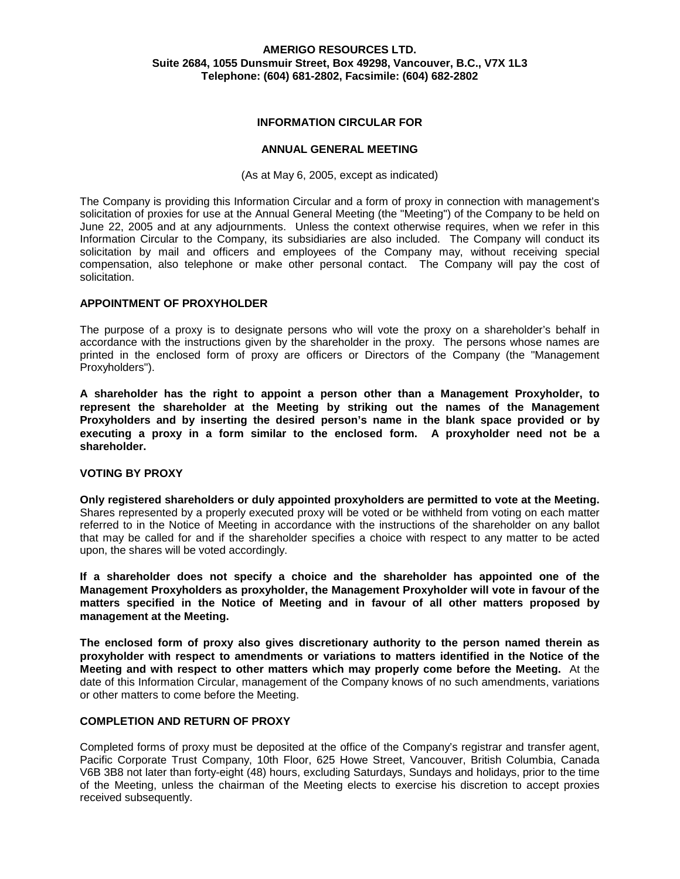**AMERIGO RESOURCES LTD.**
**Suite 2684, 1055 Dunsmuir Street, Box 49298, Vancouver, B.C., V7X 1L3**
**Telephone: (604) 681-2802, Facsimile: (604) 682-2802**

# INFORMATION CIRCULAR FOR

# ANNUAL GENERAL MEETING

(As at May 6, 2005, except as indicated)

The Company is providing this Information Circular and a form of proxy in connection with management's solicitation of proxies for use at the Annual General Meeting (the "Meeting") of the Company to be held on June 22, 2005 and at any adjournments. Unless the context otherwise requires, when we refer in this Information Circular to the Company, its subsidiaries are also included. The Company will conduct its solicitation by mail and officers and employees of the Company may, without receiving special compensation, also telephone or make other personal contact. The Company will pay the cost of solicitation.

## APPOINTMENT OF PROXYHOLDER

The purpose of a proxy is to designate persons who will vote the proxy on a shareholder's behalf in accordance with the instructions given by the shareholder in the proxy. The persons whose names are printed in the enclosed form of proxy are officers or Directors of the Company (the "Management Proxyholders").

**A shareholder has the right to appoint a person other than a Management Proxyholder, to represent the shareholder at the Meeting by striking out the names of the Management Proxyholders and by inserting the desired person's name in the blank space provided or by executing a proxy in a form similar to the enclosed form. A proxyholder need not be a shareholder.**

## VOTING BY PROXY

**Only registered shareholders or duly appointed proxyholders are permitted to vote at the Meeting.** Shares represented by a properly executed proxy will be voted or be withheld from voting on each matter referred to in the Notice of Meeting in accordance with the instructions of the shareholder on any ballot that may be called for and if the shareholder specifies a choice with respect to any matter to be acted upon, the shares will be voted accordingly.

**If a shareholder does not specify a choice and the shareholder has appointed one of the Management Proxyholders as proxyholder, the Management Proxyholder will vote in favour of the matters specified in the Notice of Meeting and in favour of all other matters proposed by management at the Meeting.**

**The enclosed form of proxy also gives discretionary authority to the person named therein as proxyholder with respect to amendments or variations to matters identified in the Notice of the Meeting and with respect to other matters which may properly come before the Meeting.** At the date of this Information Circular, management of the Company knows of no such amendments, variations or other matters to come before the Meeting.

## COMPLETION AND RETURN OF PROXY

Completed forms of proxy must be deposited at the office of the Company's registrar and transfer agent, Pacific Corporate Trust Company, 10th Floor, 625 Howe Street, Vancouver, British Columbia, Canada V6B 3B8 not later than forty-eight (48) hours, excluding Saturdays, Sundays and holidays, prior to the time of the Meeting, unless the chairman of the Meeting elects to exercise his discretion to accept proxies received subsequently.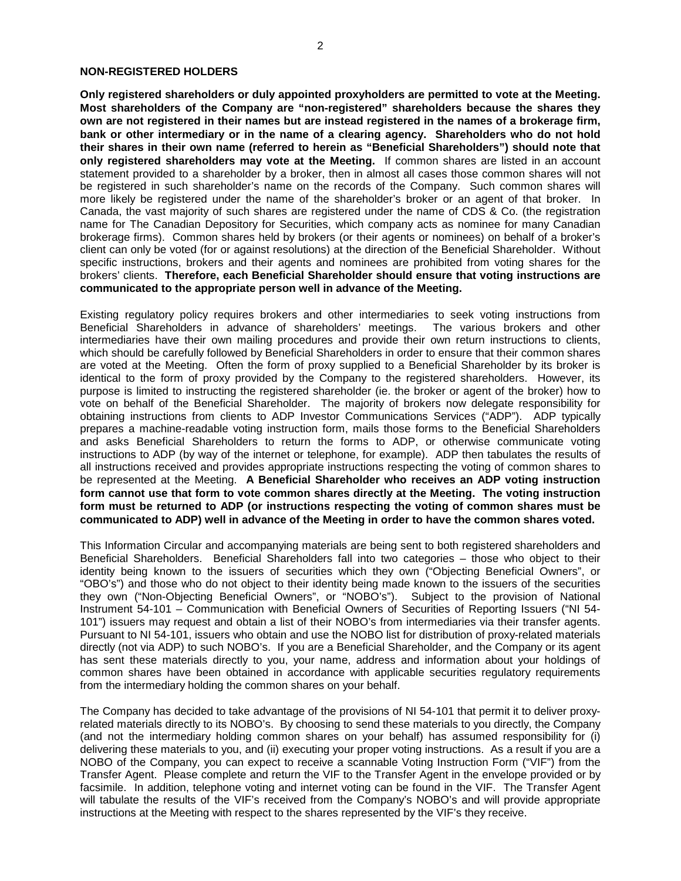## NON-REGISTERED HOLDERS

**Only registered shareholders or duly appointed proxyholders are permitted to vote at the Meeting. Most shareholders of the Company are "non-registered" shareholders because the shares they own are not registered in their names but are instead registered in the names of a brokerage firm, bank or other intermediary or in the name of a clearing agency. Shareholders who do not hold their shares in their own name (referred to herein as "Beneficial Shareholders") should note that only registered shareholders may vote at the Meeting.** If common shares are listed in an account statement provided to a shareholder by a broker, then in almost all cases those common shares will not be registered in such shareholder's name on the records of the Company. Such common shares will more likely be registered under the name of the shareholder's broker or an agent of that broker. In Canada, the vast majority of such shares are registered under the name of CDS & Co. (the registration name for The Canadian Depository for Securities, which company acts as nominee for many Canadian brokerage firms). Common shares held by brokers (or their agents or nominees) on behalf of a broker's client can only be voted (for or against resolutions) at the direction of the Beneficial Shareholder. Without specific instructions, brokers and their agents and nominees are prohibited from voting shares for the brokers' clients. **Therefore, each Beneficial Shareholder should ensure that voting instructions are communicated to the appropriate person well in advance of the Meeting.**

Existing regulatory policy requires brokers and other intermediaries to seek voting instructions from Beneficial Shareholders in advance of shareholders' meetings. The various brokers and other intermediaries have their own mailing procedures and provide their own return instructions to clients, which should be carefully followed by Beneficial Shareholders in order to ensure that their common shares are voted at the Meeting. Often the form of proxy supplied to a Beneficial Shareholder by its broker is identical to the form of proxy provided by the Company to the registered shareholders. However, its purpose is limited to instructing the registered shareholder (ie. the broker or agent of the broker) how to vote on behalf of the Beneficial Shareholder. The majority of brokers now delegate responsibility for obtaining instructions from clients to ADP Investor Communications Services ("ADP"). ADP typically prepares a machine-readable voting instruction form, mails those forms to the Beneficial Shareholders and asks Beneficial Shareholders to return the forms to ADP, or otherwise communicate voting instructions to ADP (by way of the internet or telephone, for example). ADP then tabulates the results of all instructions received and provides appropriate instructions respecting the voting of common shares to be represented at the Meeting. **A Beneficial Shareholder who receives an ADP voting instruction form cannot use that form to vote common shares directly at the Meeting. The voting instruction form must be returned to ADP (or instructions respecting the voting of common shares must be communicated to ADP) well in advance of the Meeting in order to have the common shares voted.**

This Information Circular and accompanying materials are being sent to both registered shareholders and Beneficial Shareholders. Beneficial Shareholders fall into two categories – those who object to their identity being known to the issuers of securities which they own ("Objecting Beneficial Owners", or "OBO's") and those who do not object to their identity being made known to the issuers of the securities they own ("Non-Objecting Beneficial Owners", or "NOBO's"). Subject to the provision of National Instrument 54-101 – Communication with Beneficial Owners of Securities of Reporting Issuers ("NI 54-101") issuers may request and obtain a list of their NOBO's from intermediaries via their transfer agents. Pursuant to NI 54-101, issuers who obtain and use the NOBO list for distribution of proxy-related materials directly (not via ADP) to such NOBO's. If you are a Beneficial Shareholder, and the Company or its agent has sent these materials directly to you, your name, address and information about your holdings of common shares have been obtained in accordance with applicable securities regulatory requirements from the intermediary holding the common shares on your behalf.

The Company has decided to take advantage of the provisions of NI 54-101 that permit it to deliver proxy-related materials directly to its NOBO's. By choosing to send these materials to you directly, the Company (and not the intermediary holding common shares on your behalf) has assumed responsibility for (i) delivering these materials to you, and (ii) executing your proper voting instructions. As a result if you are a NOBO of the Company, you can expect to receive a scannable Voting Instruction Form ("VIF") from the Transfer Agent. Please complete and return the VIF to the Transfer Agent in the envelope provided or by facsimile. In addition, telephone voting and internet voting can be found in the VIF. The Transfer Agent will tabulate the results of the VIF's received from the Company's NOBO's and will provide appropriate instructions at the Meeting with respect to the shares represented by the VIF's they receive.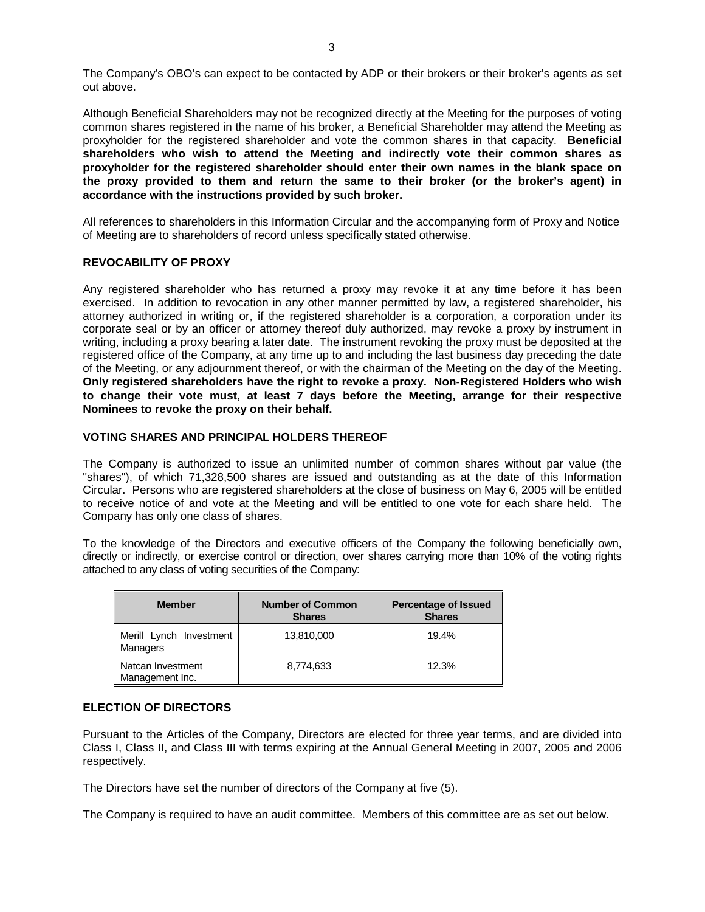The Company's OBO's can expect to be contacted by ADP or their brokers or their broker's agents as set out above.

Although Beneficial Shareholders may not be recognized directly at the Meeting for the purposes of voting common shares registered in the name of his broker, a Beneficial Shareholder may attend the Meeting as proxyholder for the registered shareholder and vote the common shares in that capacity. **Beneficial shareholders who wish to attend the Meeting and indirectly vote their common shares as proxyholder for the registered shareholder should enter their own names in the blank space on the proxy provided to them and return the same to their broker (or the broker's agent) in accordance with the instructions provided by such broker.**

All references to shareholders in this Information Circular and the accompanying form of Proxy and Notice of Meeting are to shareholders of record unless specifically stated otherwise.

## REVOCABILITY OF PROXY

Any registered shareholder who has returned a proxy may revoke it at any time before it has been exercised. In addition to revocation in any other manner permitted by law, a registered shareholder, his attorney authorized in writing or, if the registered shareholder is a corporation, a corporation under its corporate seal or by an officer or attorney thereof duly authorized, may revoke a proxy by instrument in writing, including a proxy bearing a later date. The instrument revoking the proxy must be deposited at the registered office of the Company, at any time up to and including the last business day preceding the date of the Meeting, or any adjournment thereof, or with the chairman of the Meeting on the day of the Meeting. **Only registered shareholders have the right to revoke a proxy. Non-Registered Holders who wish to change their vote must, at least 7 days before the Meeting, arrange for their respective Nominees to revoke the proxy on their behalf.**

## VOTING SHARES AND PRINCIPAL HOLDERS THEREOF

The Company is authorized to issue an unlimited number of common shares without par value (the "shares"), of which 71,328,500 shares are issued and outstanding as at the date of this Information Circular. Persons who are registered shareholders at the close of business on May 6, 2005 will be entitled to receive notice of and vote at the Meeting and will be entitled to one vote for each share held. The Company has only one class of shares.

To the knowledge of the Directors and executive officers of the Company the following beneficially own, directly or indirectly, or exercise control or direction, over shares carrying more than 10% of the voting rights attached to any class of voting securities of the Company:

| Member | Number of Common Shares | Percentage of Issued Shares |
|---|---|---|
| Merill Lynch Investment Managers | 13,810,000 | 19.4% |
| Natcan Investment Management Inc. | 8,774,633 | 12.3% |

## ELECTION OF DIRECTORS

Pursuant to the Articles of the Company, Directors are elected for three year terms, and are divided into Class I, Class II, and Class III with terms expiring at the Annual General Meeting in 2007, 2005 and 2006 respectively.

The Directors have set the number of directors of the Company at five (5).

The Company is required to have an audit committee. Members of this committee are as set out below.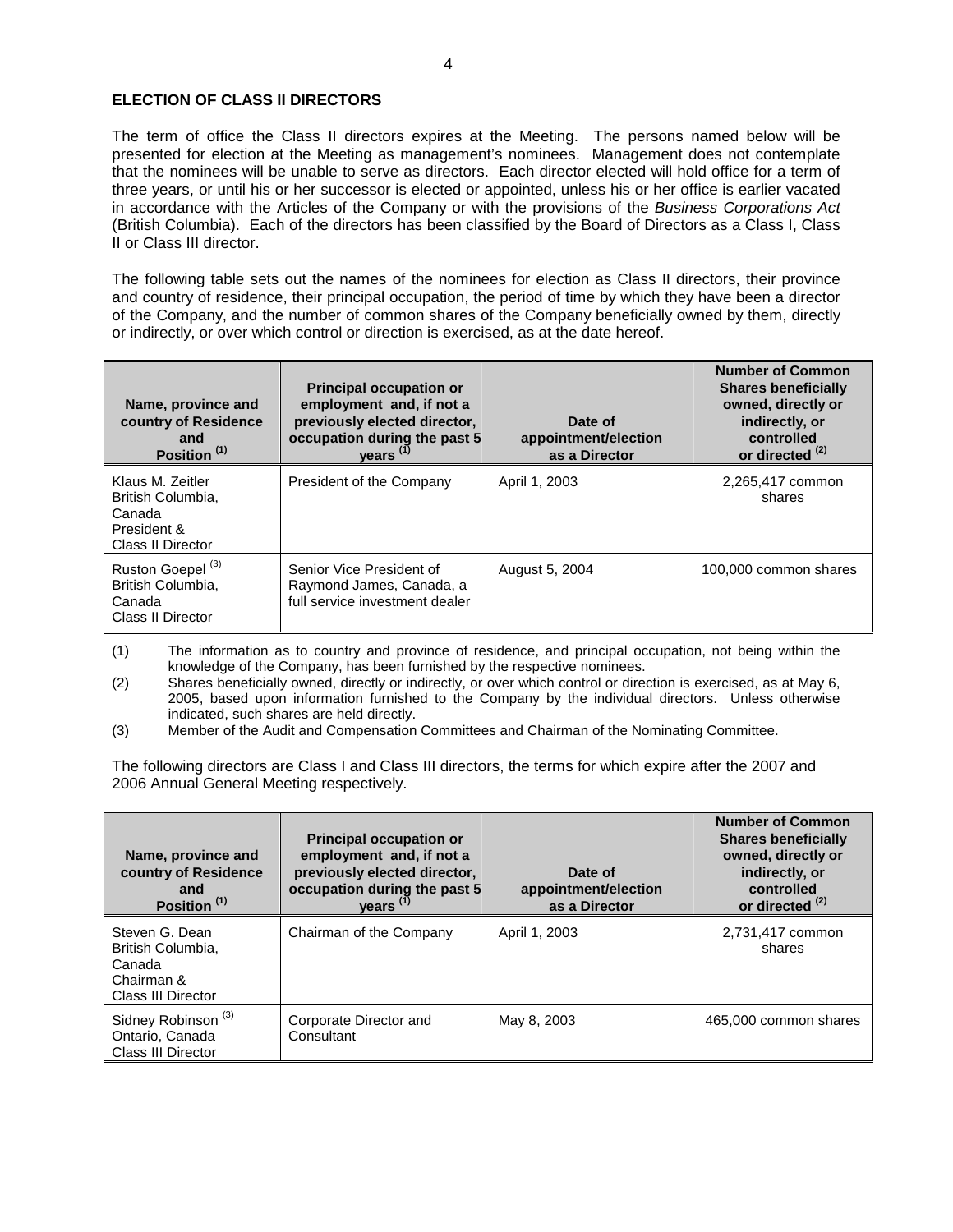## ELECTION OF CLASS II DIRECTORS

The term of office the Class II directors expires at the Meeting. The persons named below will be presented for election at the Meeting as management's nominees. Management does not contemplate that the nominees will be unable to serve as directors. Each director elected will hold office for a term of three years, or until his or her successor is elected or appointed, unless his or her office is earlier vacated in accordance with the Articles of the Company or with the provisions of the *Business Corporations Act* (British Columbia). Each of the directors has been classified by the Board of Directors as a Class I, Class II or Class III director.

The following table sets out the names of the nominees for election as Class II directors, their province and country of residence, their principal occupation, the period of time by which they have been a director of the Company, and the number of common shares of the Company beneficially owned by them, directly or indirectly, or over which control or direction is exercised, as at the date hereof.

| Name, province and country of Residence and Position [(1)] | Principal occupation or employment and, if not a previously elected director, occupation during the past 5 years [(1)] | Date of appointment/election as a Director | Number of Common Shares beneficially owned, directly or indirectly, or controlled or directed [(2)] |
|---|---|---|---|
| Klaus M. Zeitler<br>British Columbia, Canada<br>President & Class II Director | President of the Company | April 1, 2003 | 2,265,417 common shares |
| Ruston Goepel [(3)]<br>British Columbia, Canada<br>Class II Director | Senior Vice President of Raymond James, Canada, a full service investment dealer | August 5, 2004 | 100,000 common shares |

(1) The information as to country and province of residence, and principal occupation, not being within the knowledge of the Company, has been furnished by the respective nominees.

(2) Shares beneficially owned, directly or indirectly, or over which control or direction is exercised, as at May 6, 2005, based upon information furnished to the Company by the individual directors. Unless otherwise indicated, such shares are held directly.

(3) Member of the Audit and Compensation Committees and Chairman of the Nominating Committee.

The following directors are Class I and Class III directors, the terms for which expire after the 2007 and 2006 Annual General Meeting respectively.

| Name, province and country of Residence and Position [(1)] | Principal occupation or employment and, if not a previously elected director, occupation during the past 5 years [(1)] | Date of appointment/election as a Director | Number of Common Shares beneficially owned, directly or indirectly, or controlled or directed [(2)] |
|---|---|---|---|
| Steven G. Dean<br>British Columbia, Canada<br>Chairman & Class III Director | Chairman of the Company | April 1, 2003 | 2,731,417 common shares |
| Sidney Robinson [(3)]<br>Ontario, Canada<br>Class III Director | Corporate Director and Consultant | May 8, 2003 | 465,000 common shares |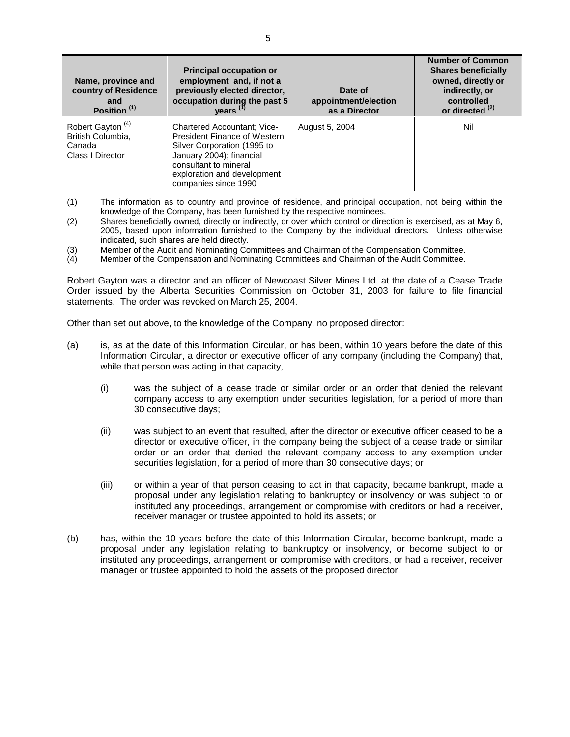| Name, province and country of Residence and Position [(1)] | Principal occupation or employment and, if not a previously elected director, occupation during the past 5 years [(1)] | Date of appointment/election as a Director | Number of Common Shares beneficially owned, directly or indirectly, or controlled or directed [(2)] |
|---|---|---|---|
| Robert Gayton [(4)] British Columbia, Canada Class I Director | Chartered Accountant; Vice-President Finance of Western Silver Corporation (1995 to January 2004); financial consultant to mineral exploration and development companies since 1990 | August 5, 2004 | Nil |

(1) The information as to country and province of residence, and principal occupation, not being within the knowledge of the Company, has been furnished by the respective nominees.

(2) Shares beneficially owned, directly or indirectly, or over which control or direction is exercised, as at May 6, 2005, based upon information furnished to the Company by the individual directors. Unless otherwise indicated, such shares are held directly.

(3) Member of the Audit and Nominating Committees and Chairman of the Compensation Committee.

(4) Member of the Compensation and Nominating Committees and Chairman of the Audit Committee.

Robert Gayton was a director and an officer of Newcoast Silver Mines Ltd. at the date of a Cease Trade Order issued by the Alberta Securities Commission on October 31, 2003 for failure to file financial statements. The order was revoked on March 25, 2004.

Other than set out above, to the knowledge of the Company, no proposed director:

(a) is, as at the date of this Information Circular, or has been, within 10 years before the date of this Information Circular, a director or executive officer of any company (including the Company) that, while that person was acting in that capacity,

  (i) was the subject of a cease trade or similar order or an order that denied the relevant company access to any exemption under securities legislation, for a period of more than 30 consecutive days;

  (ii) was subject to an event that resulted, after the director or executive officer ceased to be a director or executive officer, in the company being the subject of a cease trade or similar order or an order that denied the relevant company access to any exemption under securities legislation, for a period of more than 30 consecutive days; or

  (iii) or within a year of that person ceasing to act in that capacity, became bankrupt, made a proposal under any legislation relating to bankruptcy or insolvency or was subject to or instituted any proceedings, arrangement or compromise with creditors or had a receiver, receiver manager or trustee appointed to hold its assets; or

(b) has, within the 10 years before the date of this Information Circular, become bankrupt, made a proposal under any legislation relating to bankruptcy or insolvency, or become subject to or instituted any proceedings, arrangement or compromise with creditors, or had a receiver, receiver manager or trustee appointed to hold the assets of the proposed director.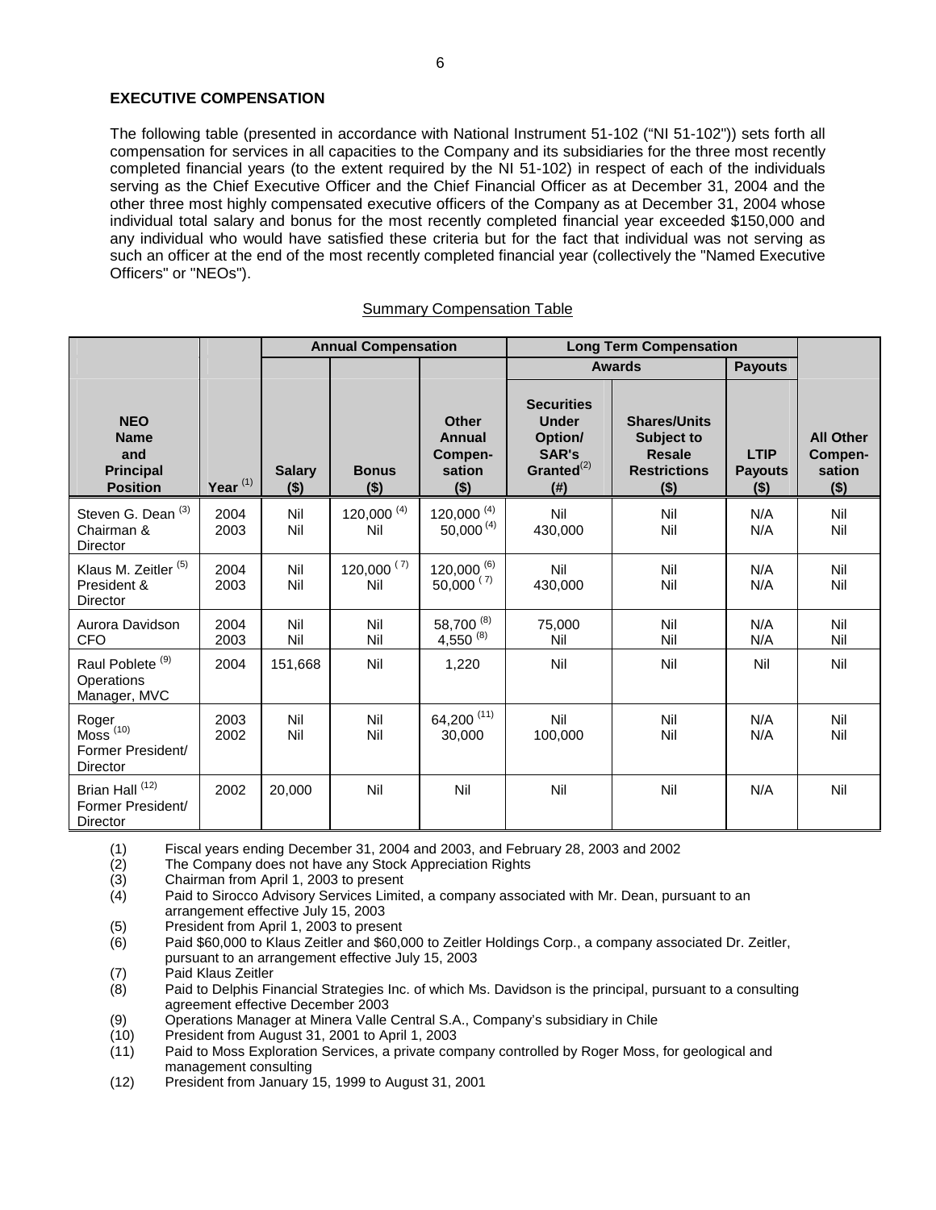**EXECUTIVE COMPENSATION**

The following table (presented in accordance with National Instrument 51-102 ("NI 51-102")) sets forth all compensation for services in all capacities to the Company and its subsidiaries for the three most recently completed financial years (to the extent required by the NI 51-102) in respect of each of the individuals serving as the Chief Executive Officer and the Chief Financial Officer as at December 31, 2004 and the other three most highly compensated executive officers of the Company as at December 31, 2004 whose individual total salary and bonus for the most recently completed financial year exceeded $150,000 and any individual who would have satisfied these criteria but for the fact that individual was not serving as such an officer at the end of the most recently completed financial year (collectively the "Named Executive Officers" or "NEOs").

Summary Compensation Table

| | | Annual Compensation | | | Long Term Compensation | | | |
|---|---|---|---|---|---|---|---|---|
| | | | | | Awards | | Payouts | |
| NEO Name and Principal Position | Year [1] | Salary ($) | Bonus ($) | Other Annual Compen-sation ($) | Securities Under Option/ SAR's Granted[2] (#) | Shares/Units Subject to Resale Restrictions ($) | LTIP Payouts ($) | All Other Compen-sation ($) |
| Steven G. Dean [3] Chairman & Director | 2004<br>2003 | Nil<br>Nil | 120,000 [4]<br>Nil | 120,000 [4]<br>50,000 [4] | Nil<br>430,000 | Nil<br>Nil | N/A<br>N/A | Nil<br>Nil |
| Klaus M. Zeitler [5] President & Director | 2004<br>2003 | Nil<br>Nil | 120,000 [7]<br>Nil | 120,000 [6]<br>50,000 [7] | Nil<br>430,000 | Nil<br>Nil | N/A<br>N/A | Nil<br>Nil |
| Aurora Davidson CFO | 2004<br>2003 | Nil<br>Nil | Nil<br>Nil | 58,700 [8]<br>4,550 [8] | 75,000<br>Nil | Nil<br>Nil | N/A<br>N/A | Nil<br>Nil |
| Raul Poblete [9] Operations Manager, MVC | 2004 | 151,668 | Nil | 1,220 | Nil | Nil | Nil | Nil |
| Roger Moss [10] Former President/ Director | 2003<br>2002 | Nil<br>Nil | Nil<br>Nil | 64,200 [11]<br>30,000 | Nil<br>100,000 | Nil<br>Nil | N/A<br>N/A | Nil<br>Nil |
| Brian Hall [12] Former President/ Director | 2002 | 20,000 | Nil | Nil | Nil | Nil | N/A | Nil |

(1) Fiscal years ending December 31, 2004 and 2003, and February 28, 2003 and 2002
(2) The Company does not have any Stock Appreciation Rights
(3) Chairman from April 1, 2003 to present
(4) Paid to Sirocco Advisory Services Limited, a company associated with Mr. Dean, pursuant to an arrangement effective July 15, 2003
(5) President from April 1, 2003 to present
(6) Paid $60,000 to Klaus Zeitler and $60,000 to Zeitler Holdings Corp., a company associated Dr. Zeitler, pursuant to an arrangement effective July 15, 2003
(7) Paid Klaus Zeitler
(8) Paid to Delphis Financial Strategies Inc. of which Ms. Davidson is the principal, pursuant to a consulting agreement effective December 2003
(9) Operations Manager at Minera Valle Central S.A., Company's subsidiary in Chile
(10) President from August 31, 2001 to April 1, 2003
(11) Paid to Moss Exploration Services, a private company controlled by Roger Moss, for geological and management consulting
(12) President from January 15, 1999 to August 31, 2001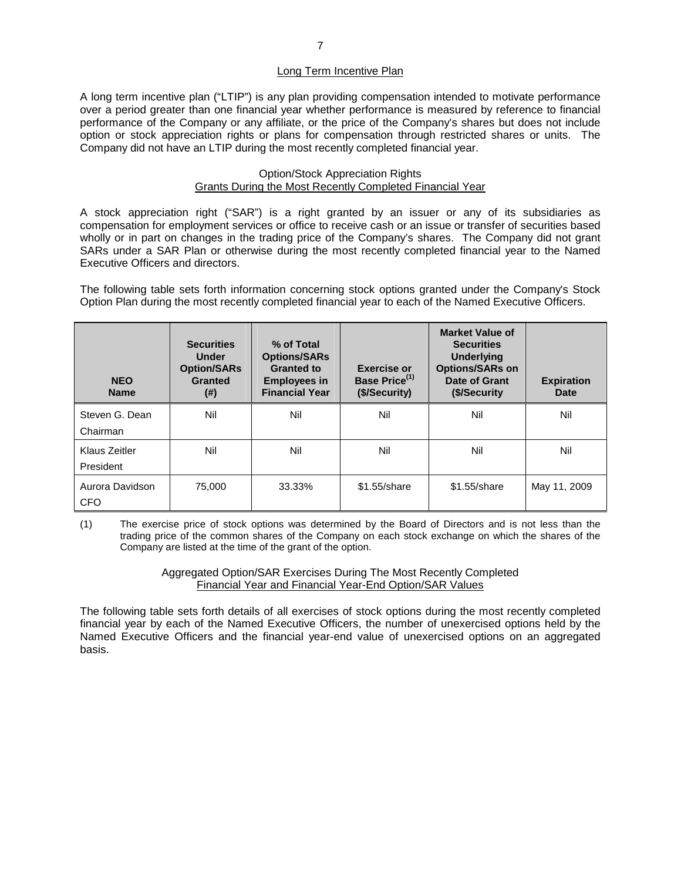## Long Term Incentive Plan

A long term incentive plan ("LTIP") is any plan providing compensation intended to motivate performance over a period greater than one financial year whether performance is measured by reference to financial performance of the Company or any affiliate, or the price of the Company's shares but does not include option or stock appreciation rights or plans for compensation through restricted shares or units. The Company did not have an LTIP during the most recently completed financial year.

## Option/Stock Appreciation Rights
## Grants During the Most Recently Completed Financial Year

A stock appreciation right ("SAR") is a right granted by an issuer or any of its subsidiaries as compensation for employment services or office to receive cash or an issue or transfer of securities based wholly or in part on changes in the trading price of the Company's shares. The Company did not grant SARs under a SAR Plan or otherwise during the most recently completed financial year to the Named Executive Officers and directors.

The following table sets forth information concerning stock options granted under the Company's Stock Option Plan during the most recently completed financial year to each of the Named Executive Officers.

| NEO Name | Securities Under Option/SARs Granted (#) | % of Total Options/SARs Granted to Employees in Financial Year | Exercise or Base Price[(1)] ($/Security) | Market Value of Securities Underlying Options/SARs on Date of Grant ($/Security | Expiration Date |
|---|---|---|---|---|---|
| Steven G. Dean Chairman | Nil | Nil | Nil | Nil | Nil |
| Klaus Zeitler President | Nil | Nil | Nil | Nil | Nil |
| Aurora Davidson CFO | 75,000 | 33.33% | $1.55/share | $1.55/share | May 11, 2009 |

(1) The exercise price of stock options was determined by the Board of Directors and is not less than the trading price of the common shares of the Company on each stock exchange on which the shares of the Company are listed at the time of the grant of the option.

## Aggregated Option/SAR Exercises During The Most Recently Completed
## Financial Year and Financial Year-End Option/SAR Values

The following table sets forth details of all exercises of stock options during the most recently completed financial year by each of the Named Executive Officers, the number of unexercised options held by the Named Executive Officers and the financial year-end value of unexercised options on an aggregated basis.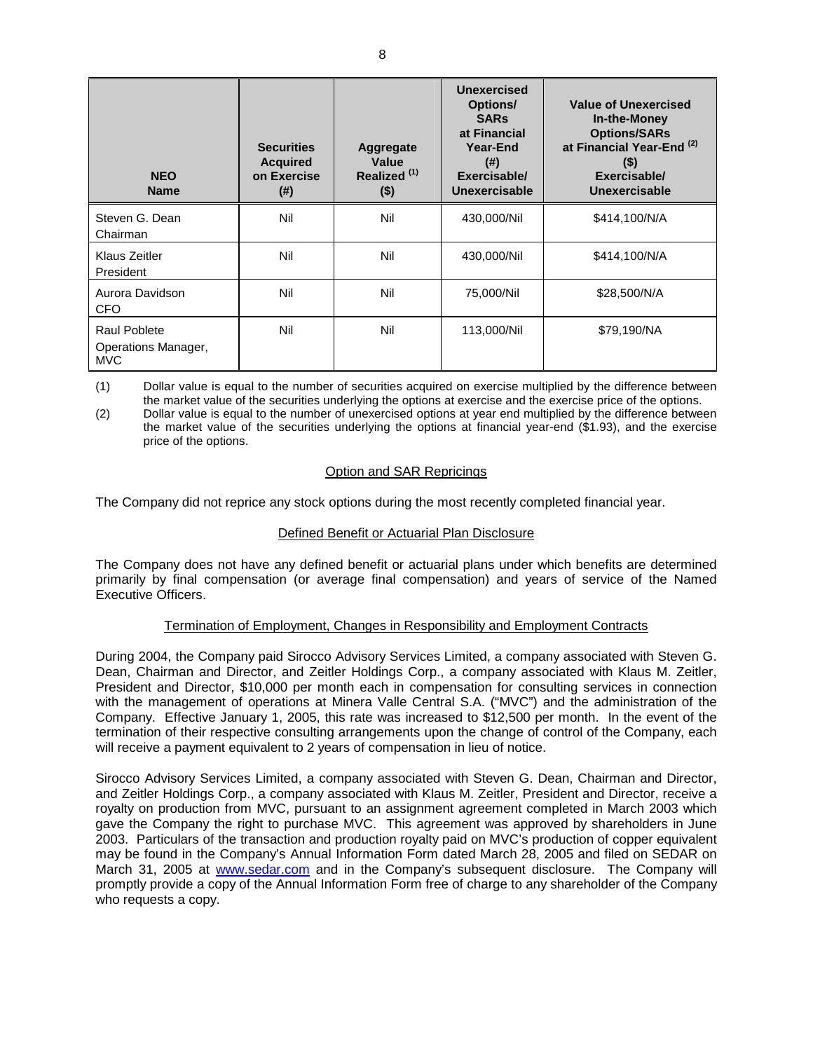| NEO Name | Securities Acquired on Exercise (#) | Aggregate Value Realized [(1)] ($) | Unexercised Options/ SARs at Financial Year-End (#) Exercisable/ Unexercisable | Value of Unexercised In-the-Money Options/SARs at Financial Year-End [(2)] ($) Exercisable/ Unexercisable |
|---|---|---|---|---|
| Steven G. Dean Chairman | Nil | Nil | 430,000/Nil | $414,100/N/A |
| Klaus Zeitler President | Nil | Nil | 430,000/Nil | $414,100/N/A |
| Aurora Davidson CFO | Nil | Nil | 75,000/Nil | $28,500/N/A |
| Raul Poblete Operations Manager, MVC | Nil | Nil | 113,000/Nil | $79,190/NA |

(1) Dollar value is equal to the number of securities acquired on exercise multiplied by the difference between the market value of the securities underlying the options at exercise and the exercise price of the options.

(2) Dollar value is equal to the number of unexercised options at year end multiplied by the difference between the market value of the securities underlying the options at financial year-end ($1.93), and the exercise price of the options.

## Option and SAR Repricings

The Company did not reprice any stock options during the most recently completed financial year.

## Defined Benefit or Actuarial Plan Disclosure

The Company does not have any defined benefit or actuarial plans under which benefits are determined primarily by final compensation (or average final compensation) and years of service of the Named Executive Officers.

## Termination of Employment, Changes in Responsibility and Employment Contracts

During 2004, the Company paid Sirocco Advisory Services Limited, a company associated with Steven G. Dean, Chairman and Director, and Zeitler Holdings Corp., a company associated with Klaus M. Zeitler, President and Director, $10,000 per month each in compensation for consulting services in connection with the management of operations at Minera Valle Central S.A. ("MVC") and the administration of the Company. Effective January 1, 2005, this rate was increased to $12,500 per month. In the event of the termination of their respective consulting arrangements upon the change of control of the Company, each will receive a payment equivalent to 2 years of compensation in lieu of notice.

Sirocco Advisory Services Limited, a company associated with Steven G. Dean, Chairman and Director, and Zeitler Holdings Corp., a company associated with Klaus M. Zeitler, President and Director, receive a royalty on production from MVC, pursuant to an assignment agreement completed in March 2003 which gave the Company the right to purchase MVC. This agreement was approved by shareholders in June 2003. Particulars of the transaction and production royalty paid on MVC's production of copper equivalent may be found in the Company's Annual Information Form dated March 28, 2005 and filed on SEDAR on March 31, 2005 at www.sedar.com and in the Company's subsequent disclosure. The Company will promptly provide a copy of the Annual Information Form free of charge to any shareholder of the Company who requests a copy.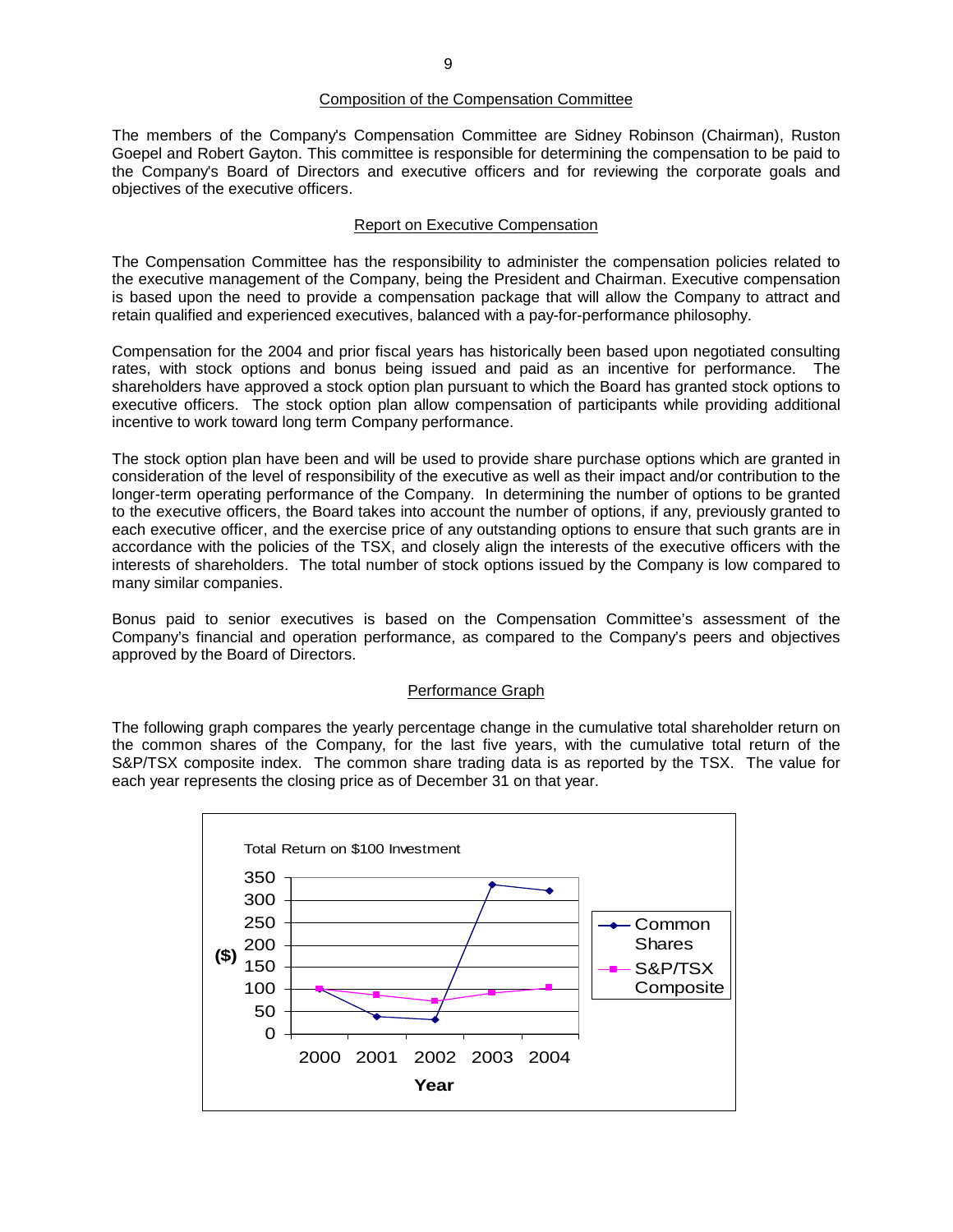## Composition of the Compensation Committee

The members of the Company's Compensation Committee are Sidney Robinson (Chairman), Ruston Goepel and Robert Gayton. This committee is responsible for determining the compensation to be paid to the Company's Board of Directors and executive officers and for reviewing the corporate goals and objectives of the executive officers.

## Report on Executive Compensation

The Compensation Committee has the responsibility to administer the compensation policies related to the executive management of the Company, being the President and Chairman. Executive compensation is based upon the need to provide a compensation package that will allow the Company to attract and retain qualified and experienced executives, balanced with a pay-for-performance philosophy.

Compensation for the 2004 and prior fiscal years has historically been based upon negotiated consulting rates, with stock options and bonus being issued and paid as an incentive for performance. The shareholders have approved a stock option plan pursuant to which the Board has granted stock options to executive officers. The stock option plan allow compensation of participants while providing additional incentive to work toward long term Company performance.

The stock option plan have been and will be used to provide share purchase options which are granted in consideration of the level of responsibility of the executive as well as their impact and/or contribution to the longer-term operating performance of the Company. In determining the number of options to be granted to the executive officers, the Board takes into account the number of options, if any, previously granted to each executive officer, and the exercise price of any outstanding options to ensure that such grants are in accordance with the policies of the TSX, and closely align the interests of the executive officers with the interests of shareholders. The total number of stock options issued by the Company is low compared to many similar companies.

Bonus paid to senior executives is based on the Compensation Committee's assessment of the Company's financial and operation performance, as compared to the Company's peers and objectives approved by the Board of Directors.

## Performance Graph

The following graph compares the yearly percentage change in the cumulative total shareholder return on the common shares of the Company, for the last five years, with the cumulative total return of the S&P/TSX composite index. The common share trading data is as reported by the TSX. The value for each year represents the closing price as of December 31 on that year.

Total Return on $100 Investment

| Year | Common Shares ($) | S&P/TSX Composite ($) |
|---|---|---|
| 2000 | 100 | 100 |
| 2001 | 38 | 86 |
| 2002 | 32 | 73 |
| 2003 | 333 | 91 |
| 2004 | 320 | 103 |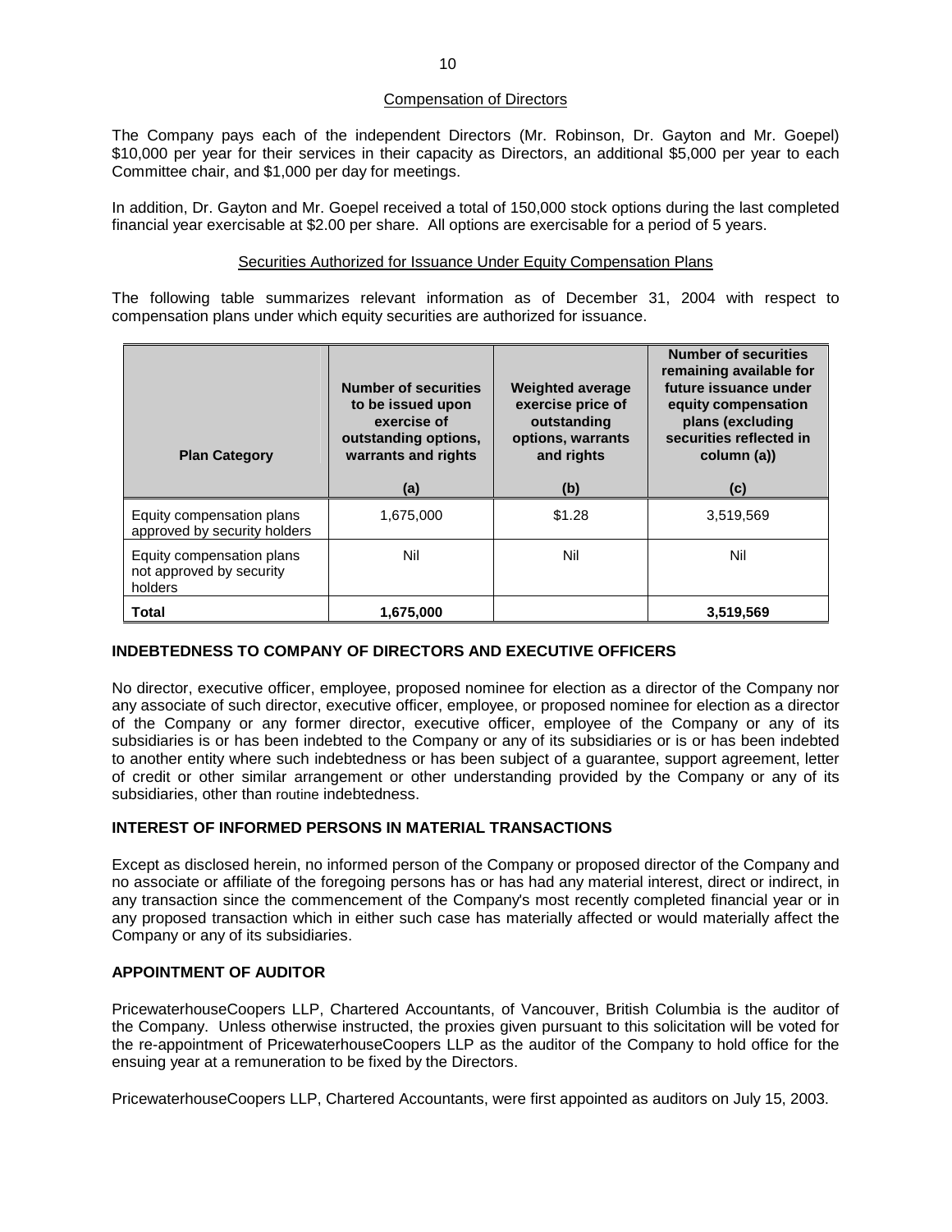### Compensation of Directors

The Company pays each of the independent Directors (Mr. Robinson, Dr. Gayton and Mr. Goepel) $10,000 per year for their services in their capacity as Directors, an additional $5,000 per year to each Committee chair, and $1,000 per day for meetings.

In addition, Dr. Gayton and Mr. Goepel received a total of 150,000 stock options during the last completed financial year exercisable at $2.00 per share. All options are exercisable for a period of 5 years.

### Securities Authorized for Issuance Under Equity Compensation Plans

The following table summarizes relevant information as of December 31, 2004 with respect to compensation plans under which equity securities are authorized for issuance.

| Plan Category | Number of securities to be issued upon exercise of outstanding options, warrants and rights<br>(a) | Weighted average exercise price of outstanding options, warrants and rights<br>(b) | Number of securities remaining available for future issuance under equity compensation plans (excluding securities reflected in column (a))<br>(c) |
|---|---|---|---|
| Equity compensation plans approved by security holders | 1,675,000 | $1.28 | 3,519,569 |
| Equity compensation plans not approved by security holders | Nil | Nil | Nil |
| **Total** | **1,675,000** | | **3,519,569** |

## INDEBTEDNESS TO COMPANY OF DIRECTORS AND EXECUTIVE OFFICERS

No director, executive officer, employee, proposed nominee for election as a director of the Company nor any associate of such director, executive officer, employee, or proposed nominee for election as a director of the Company or any former director, executive officer, employee of the Company or any of its subsidiaries is or has been indebted to the Company or any of its subsidiaries or is or has been indebted to another entity where such indebtedness or has been subject of a guarantee, support agreement, letter of credit or other similar arrangement or other understanding provided by the Company or any of its subsidiaries, other than routine indebtedness.

## INTEREST OF INFORMED PERSONS IN MATERIAL TRANSACTIONS

Except as disclosed herein, no informed person of the Company or proposed director of the Company and no associate or affiliate of the foregoing persons has or has had any material interest, direct or indirect, in any transaction since the commencement of the Company's most recently completed financial year or in any proposed transaction which in either such case has materially affected or would materially affect the Company or any of its subsidiaries.

## APPOINTMENT OF AUDITOR

PricewaterhouseCoopers LLP, Chartered Accountants, of Vancouver, British Columbia is the auditor of the Company. Unless otherwise instructed, the proxies given pursuant to this solicitation will be voted for the re-appointment of PricewaterhouseCoopers LLP as the auditor of the Company to hold office for the ensuing year at a remuneration to be fixed by the Directors.

PricewaterhouseCoopers LLP, Chartered Accountants, were first appointed as auditors on July 15, 2003.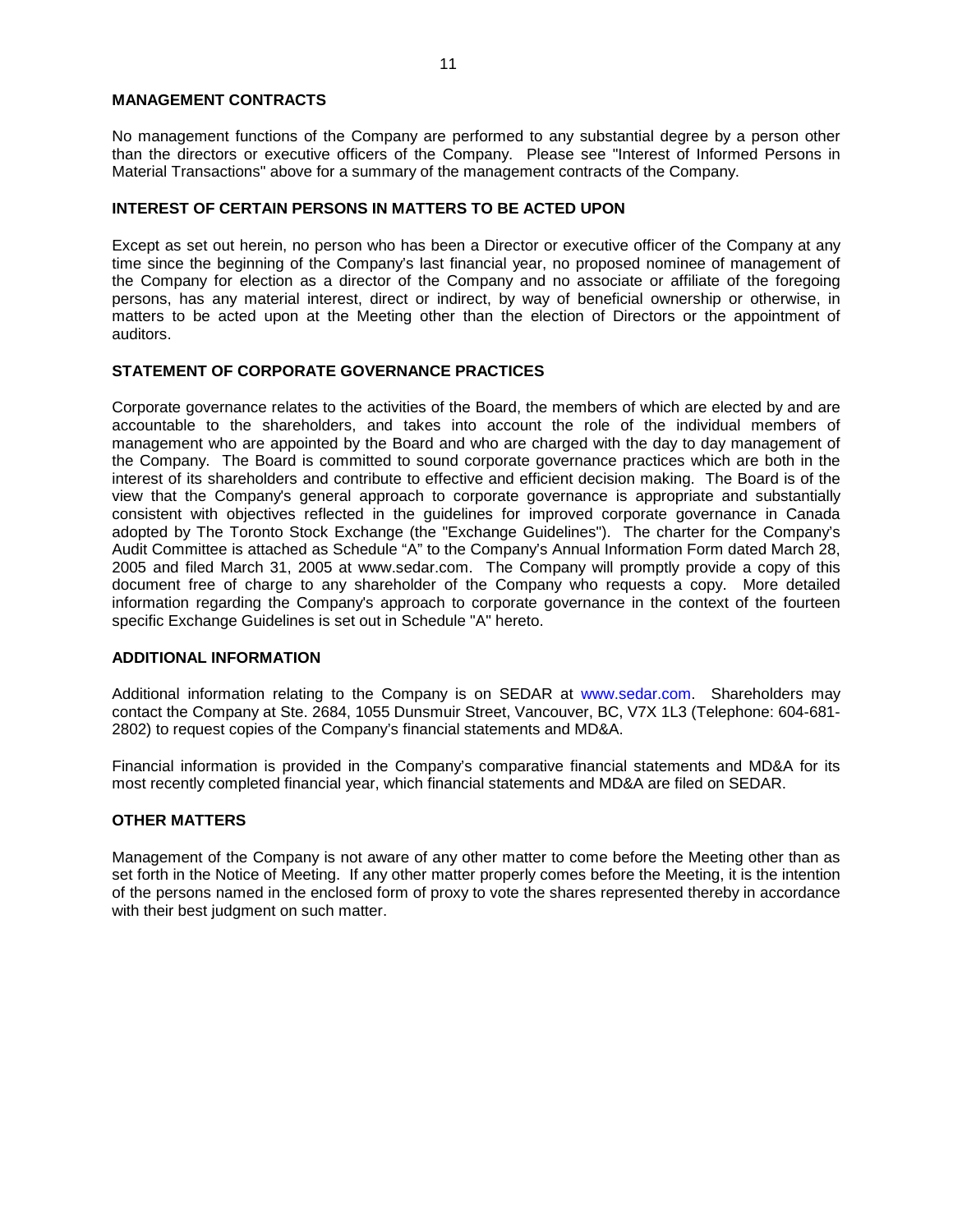## MANAGEMENT CONTRACTS

No management functions of the Company are performed to any substantial degree by a person other than the directors or executive officers of the Company. Please see "Interest of Informed Persons in Material Transactions" above for a summary of the management contracts of the Company.

## INTEREST OF CERTAIN PERSONS IN MATTERS TO BE ACTED UPON

Except as set out herein, no person who has been a Director or executive officer of the Company at any time since the beginning of the Company's last financial year, no proposed nominee of management of the Company for election as a director of the Company and no associate or affiliate of the foregoing persons, has any material interest, direct or indirect, by way of beneficial ownership or otherwise, in matters to be acted upon at the Meeting other than the election of Directors or the appointment of auditors.

## STATEMENT OF CORPORATE GOVERNANCE PRACTICES

Corporate governance relates to the activities of the Board, the members of which are elected by and are accountable to the shareholders, and takes into account the role of the individual members of management who are appointed by the Board and who are charged with the day to day management of the Company. The Board is committed to sound corporate governance practices which are both in the interest of its shareholders and contribute to effective and efficient decision making. The Board is of the view that the Company's general approach to corporate governance is appropriate and substantially consistent with objectives reflected in the guidelines for improved corporate governance in Canada adopted by The Toronto Stock Exchange (the "Exchange Guidelines"). The charter for the Company's Audit Committee is attached as Schedule "A" to the Company's Annual Information Form dated March 28, 2005 and filed March 31, 2005 at www.sedar.com. The Company will promptly provide a copy of this document free of charge to any shareholder of the Company who requests a copy. More detailed information regarding the Company's approach to corporate governance in the context of the fourteen specific Exchange Guidelines is set out in Schedule "A" hereto.

## ADDITIONAL INFORMATION

Additional information relating to the Company is on SEDAR at www.sedar.com. Shareholders may contact the Company at Ste. 2684, 1055 Dunsmuir Street, Vancouver, BC, V7X 1L3 (Telephone: 604-681-2802) to request copies of the Company's financial statements and MD&A.

Financial information is provided in the Company's comparative financial statements and MD&A for its most recently completed financial year, which financial statements and MD&A are filed on SEDAR.

## OTHER MATTERS

Management of the Company is not aware of any other matter to come before the Meeting other than as set forth in the Notice of Meeting. If any other matter properly comes before the Meeting, it is the intention of the persons named in the enclosed form of proxy to vote the shares represented thereby in accordance with their best judgment on such matter.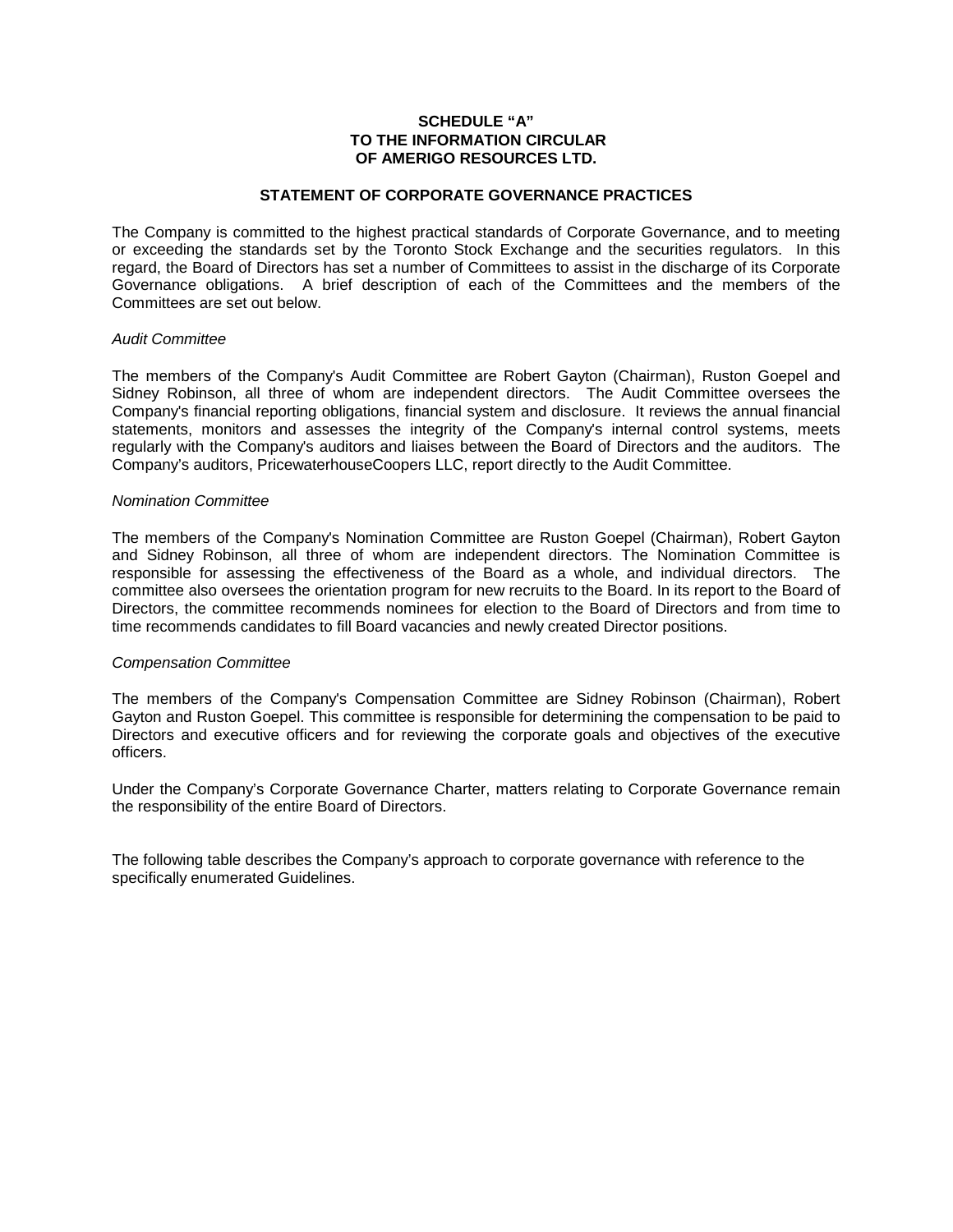**SCHEDULE "A"**
**TO THE INFORMATION CIRCULAR**
**OF AMERIGO RESOURCES LTD.**

## STATEMENT OF CORPORATE GOVERNANCE PRACTICES

The Company is committed to the highest practical standards of Corporate Governance, and to meeting or exceeding the standards set by the Toronto Stock Exchange and the securities regulators. In this regard, the Board of Directors has set a number of Committees to assist in the discharge of its Corporate Governance obligations. A brief description of each of the Committees and the members of the Committees are set out below.

*Audit Committee*

The members of the Company's Audit Committee are Robert Gayton (Chairman), Ruston Goepel and Sidney Robinson, all three of whom are independent directors. The Audit Committee oversees the Company's financial reporting obligations, financial system and disclosure. It reviews the annual financial statements, monitors and assesses the integrity of the Company's internal control systems, meets regularly with the Company's auditors and liaises between the Board of Directors and the auditors. The Company's auditors, PricewaterhouseCoopers LLC, report directly to the Audit Committee.

*Nomination Committee*

The members of the Company's Nomination Committee are Ruston Goepel (Chairman), Robert Gayton and Sidney Robinson, all three of whom are independent directors. The Nomination Committee is responsible for assessing the effectiveness of the Board as a whole, and individual directors. The committee also oversees the orientation program for new recruits to the Board. In its report to the Board of Directors, the committee recommends nominees for election to the Board of Directors and from time to time recommends candidates to fill Board vacancies and newly created Director positions.

*Compensation Committee*

The members of the Company's Compensation Committee are Sidney Robinson (Chairman), Robert Gayton and Ruston Goepel. This committee is responsible for determining the compensation to be paid to Directors and executive officers and for reviewing the corporate goals and objectives of the executive officers.

Under the Company's Corporate Governance Charter, matters relating to Corporate Governance remain the responsibility of the entire Board of Directors.

The following table describes the Company's approach to corporate governance with reference to the specifically enumerated Guidelines.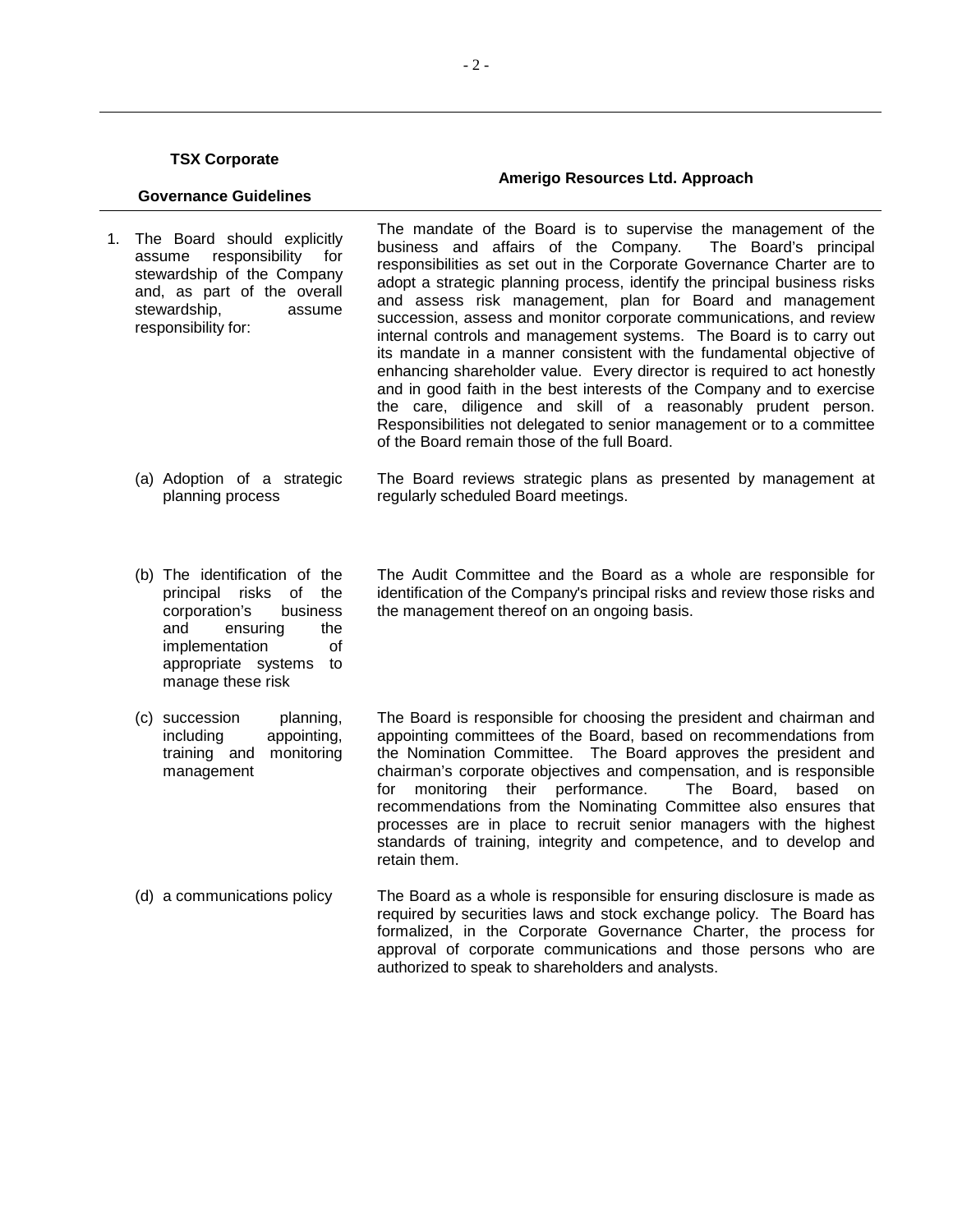| TSX Corporate Governance Guidelines | Amerigo Resources Ltd. Approach |
|---|---|
| 1. The Board should explicitly assume responsibility for stewardship of the Company and, as part of the overall stewardship, assume responsibility for: | The mandate of the Board is to supervise the management of the business and affairs of the Company. The Board's principal responsibilities as set out in the Corporate Governance Charter are to adopt a strategic planning process, identify the principal business risks and assess risk management, plan for Board and management succession, assess and monitor corporate communications, and review internal controls and management systems. The Board is to carry out its mandate in a manner consistent with the fundamental objective of enhancing shareholder value. Every director is required to act honestly and in good faith in the best interests of the Company and to exercise the care, diligence and skill of a reasonably prudent person. Responsibilities not delegated to senior management or to a committee of the Board remain those of the full Board. |
| (a) Adoption of a strategic planning process | The Board reviews strategic plans as presented by management at regularly scheduled Board meetings. |
| (b) The identification of the principal risks of the corporation's business and ensuring the implementation of appropriate systems to manage these risk | The Audit Committee and the Board as a whole are responsible for identification of the Company's principal risks and review those risks and the management thereof on an ongoing basis. |
| (c) succession planning, including appointing, training and monitoring management | The Board is responsible for choosing the president and chairman and appointing committees of the Board, based on recommendations from the Nomination Committee. The Board approves the president and chairman's corporate objectives and compensation, and is responsible for monitoring their performance. The Board, based on recommendations from the Nominating Committee also ensures that processes are in place to recruit senior managers with the highest standards of training, integrity and competence, and to develop and retain them. |
| (d) a communications policy | The Board as a whole is responsible for ensuring disclosure is made as required by securities laws and stock exchange policy. The Board has formalized, in the Corporate Governance Charter, the process for approval of corporate communications and those persons who are authorized to speak to shareholders and analysts. |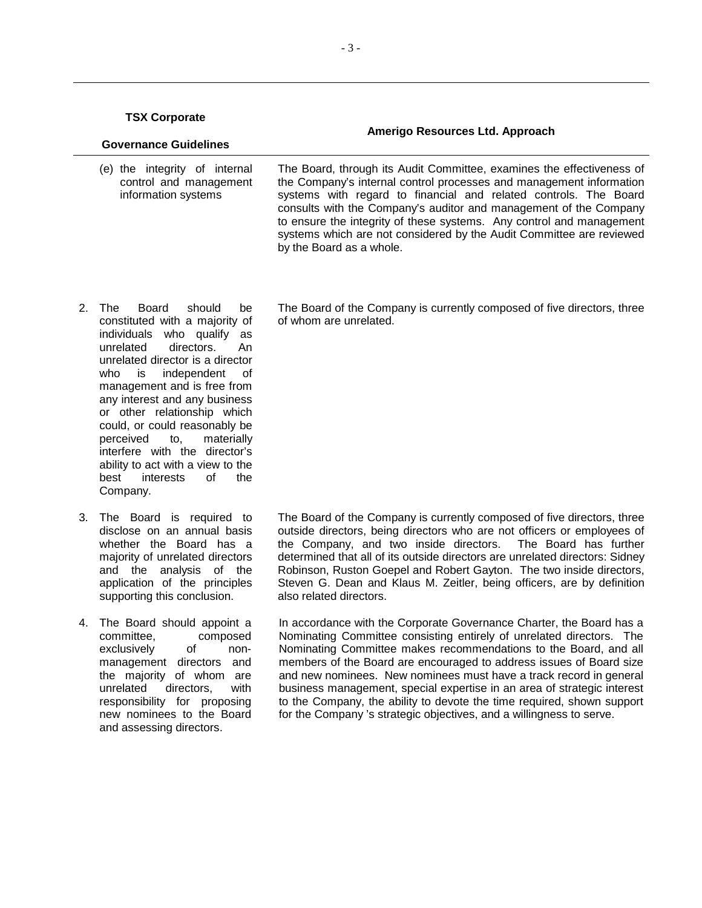| TSX Corporate Governance Guidelines | Amerigo Resources Ltd. Approach |
| --- | --- |
| (e) the integrity of internal control and management information systems | The Board, through its Audit Committee, examines the effectiveness of the Company's internal control processes and management information systems with regard to financial and related controls. The Board consults with the Company's auditor and management of the Company to ensure the integrity of these systems. Any control and management systems which are not considered by the Audit Committee are reviewed by the Board as a whole. |
| 2. The Board should be constituted with a majority of individuals who qualify as unrelated directors. An unrelated director is a director who is independent of management and is free from any interest and any business or other relationship which could, or could reasonably be perceived to, materially interfere with the director's ability to act with a view to the best interests of the Company. | The Board of the Company is currently composed of five directors, three of whom are unrelated. |
| 3. The Board is required to disclose on an annual basis whether the Board has a majority of unrelated directors and the analysis of the application of the principles supporting this conclusion. | The Board of the Company is currently composed of five directors, three outside directors, being directors who are not officers or employees of the Company, and two inside directors. The Board has further determined that all of its outside directors are unrelated directors: Sidney Robinson, Ruston Goepel and Robert Gayton. The two inside directors, Steven G. Dean and Klaus M. Zeitler, being officers, are by definition also related directors. |
| 4. The Board should appoint a committee, composed exclusively of non-management directors and the majority of whom are unrelated directors, with responsibility for proposing new nominees to the Board and assessing directors. | In accordance with the Corporate Governance Charter, the Board has a Nominating Committee consisting entirely of unrelated directors. The Nominating Committee makes recommendations to the Board, and all members of the Board are encouraged to address issues of Board size and new nominees. New nominees must have a track record in general business management, special expertise in an area of strategic interest to the Company, the ability to devote the time required, shown support for the Company 's strategic objectives, and a willingness to serve. |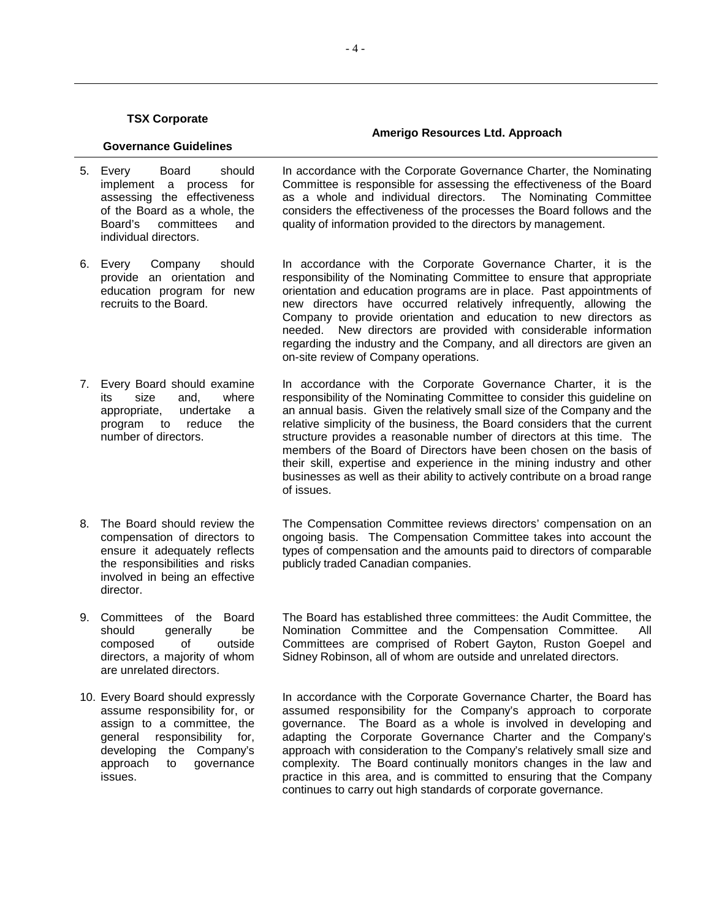| TSX Corporate Governance Guidelines | Amerigo Resources Ltd. Approach |
|---|---|
| 5. Every Board should implement a process for assessing the effectiveness of the Board as a whole, the Board's committees and individual directors. | In accordance with the Corporate Governance Charter, the Nominating Committee is responsible for assessing the effectiveness of the Board as a whole and individual directors. The Nominating Committee considers the effectiveness of the processes the Board follows and the quality of information provided to the directors by management. |
| 6. Every Company should provide an orientation and education program for new recruits to the Board. | In accordance with the Corporate Governance Charter, it is the responsibility of the Nominating Committee to ensure that appropriate orientation and education programs are in place. Past appointments of new directors have occurred relatively infrequently, allowing the Company to provide orientation and education to new directors as needed. New directors are provided with considerable information regarding the industry and the Company, and all directors are given an on-site review of Company operations. |
| 7. Every Board should examine its size and, where appropriate, undertake a program to reduce the number of directors. | In accordance with the Corporate Governance Charter, it is the responsibility of the Nominating Committee to consider this guideline on an annual basis. Given the relatively small size of the Company and the relative simplicity of the business, the Board considers that the current structure provides a reasonable number of directors at this time. The members of the Board of Directors have been chosen on the basis of their skill, expertise and experience in the mining industry and other businesses as well as their ability to actively contribute on a broad range of issues. |
| 8. The Board should review the compensation of directors to ensure it adequately reflects the responsibilities and risks involved in being an effective director. | The Compensation Committee reviews directors' compensation on an ongoing basis. The Compensation Committee takes into account the types of compensation and the amounts paid to directors of comparable publicly traded Canadian companies. |
| 9. Committees of the Board should generally be composed of outside directors, a majority of whom are unrelated directors. | The Board has established three committees: the Audit Committee, the Nomination Committee and the Compensation Committee. All Committees are comprised of Robert Gayton, Ruston Goepel and Sidney Robinson, all of whom are outside and unrelated directors. |
| 10. Every Board should expressly assume responsibility for, or assign to a committee, the general responsibility for, developing the Company's approach to governance issues. | In accordance with the Corporate Governance Charter, the Board has assumed responsibility for the Company's approach to corporate governance. The Board as a whole is involved in developing and adapting the Corporate Governance Charter and the Company's approach with consideration to the Company's relatively small size and complexity. The Board continually monitors changes in the law and practice in this area, and is committed to ensuring that the Company continues to carry out high standards of corporate governance. |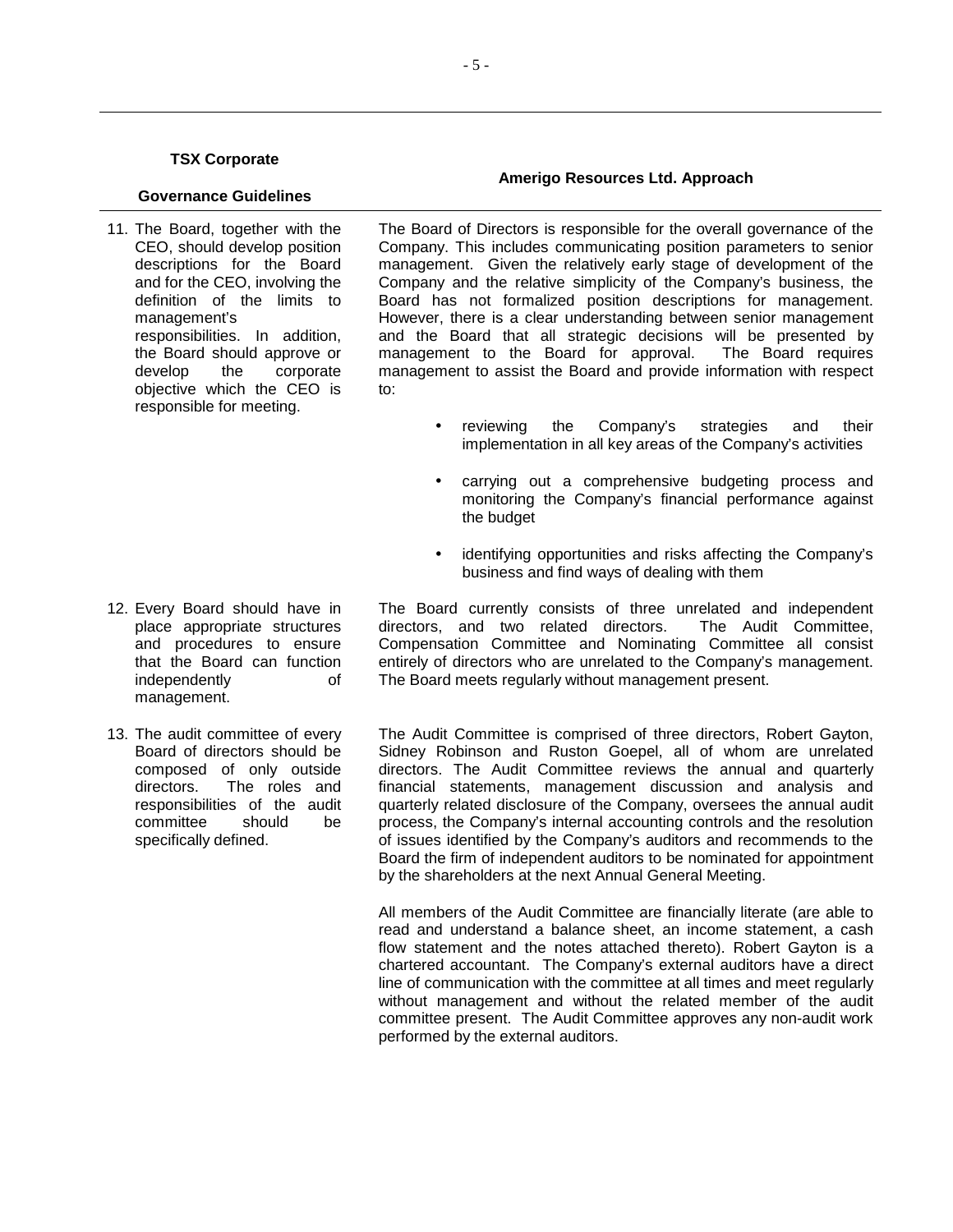| TSX Corporate Governance Guidelines | Amerigo Resources Ltd. Approach |
|---|---|
| 11. The Board, together with the CEO, should develop position descriptions for the Board and for the CEO, involving the definition of the limits to management's responsibilities. In addition, the Board should approve or develop the corporate objective which the CEO is responsible for meeting. | The Board of Directors is responsible for the overall governance of the Company. This includes communicating position parameters to senior management. Given the relatively early stage of development of the Company and the relative simplicity of the Company's business, the Board has not formalized position descriptions for management. However, there is a clear understanding between senior management and the Board that all strategic decisions will be presented by management to the Board for approval. The Board requires management to assist the Board and provide information with respect to:<br>• reviewing the Company's strategies and their implementation in all key areas of the Company's activities<br>• carrying out a comprehensive budgeting process and monitoring the Company's financial performance against the budget<br>• identifying opportunities and risks affecting the Company's business and find ways of dealing with them |
| 12. Every Board should have in place appropriate structures and procedures to ensure that the Board can function independently of management. | The Board currently consists of three unrelated and independent directors, and two related directors. The Audit Committee, Compensation Committee and Nominating Committee all consist entirely of directors who are unrelated to the Company's management. The Board meets regularly without management present. |
| 13. The audit committee of every Board of directors should be composed of only outside directors. The roles and responsibilities of the audit committee should be specifically defined. | The Audit Committee is comprised of three directors, Robert Gayton, Sidney Robinson and Ruston Goepel, all of whom are unrelated directors. The Audit Committee reviews the annual and quarterly financial statements, management discussion and analysis and quarterly related disclosure of the Company, oversees the annual audit process, the Company's internal accounting controls and the resolution of issues identified by the Company's auditors and recommends to the Board the firm of independent auditors to be nominated for appointment by the shareholders at the next Annual General Meeting.<br><br>All members of the Audit Committee are financially literate (are able to read and understand a balance sheet, an income statement, a cash flow statement and the notes attached thereto). Robert Gayton is a chartered accountant. The Company's external auditors have a direct line of communication with the committee at all times and meet regularly without management and without the related member of the audit committee present. The Audit Committee approves any non-audit work performed by the external auditors. |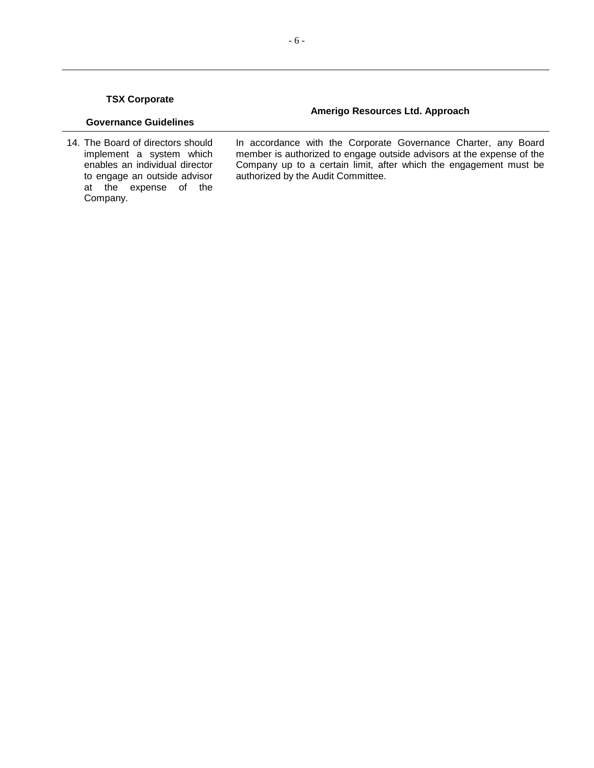| TSX Corporate Governance Guidelines | Amerigo Resources Ltd. Approach |
|---|---|
| 14. The Board of directors should implement a system which enables an individual director to engage an outside advisor at the expense of the Company. | In accordance with the Corporate Governance Charter, any Board member is authorized to engage outside advisors at the expense of the Company up to a certain limit, after which the engagement must be authorized by the Audit Committee. |